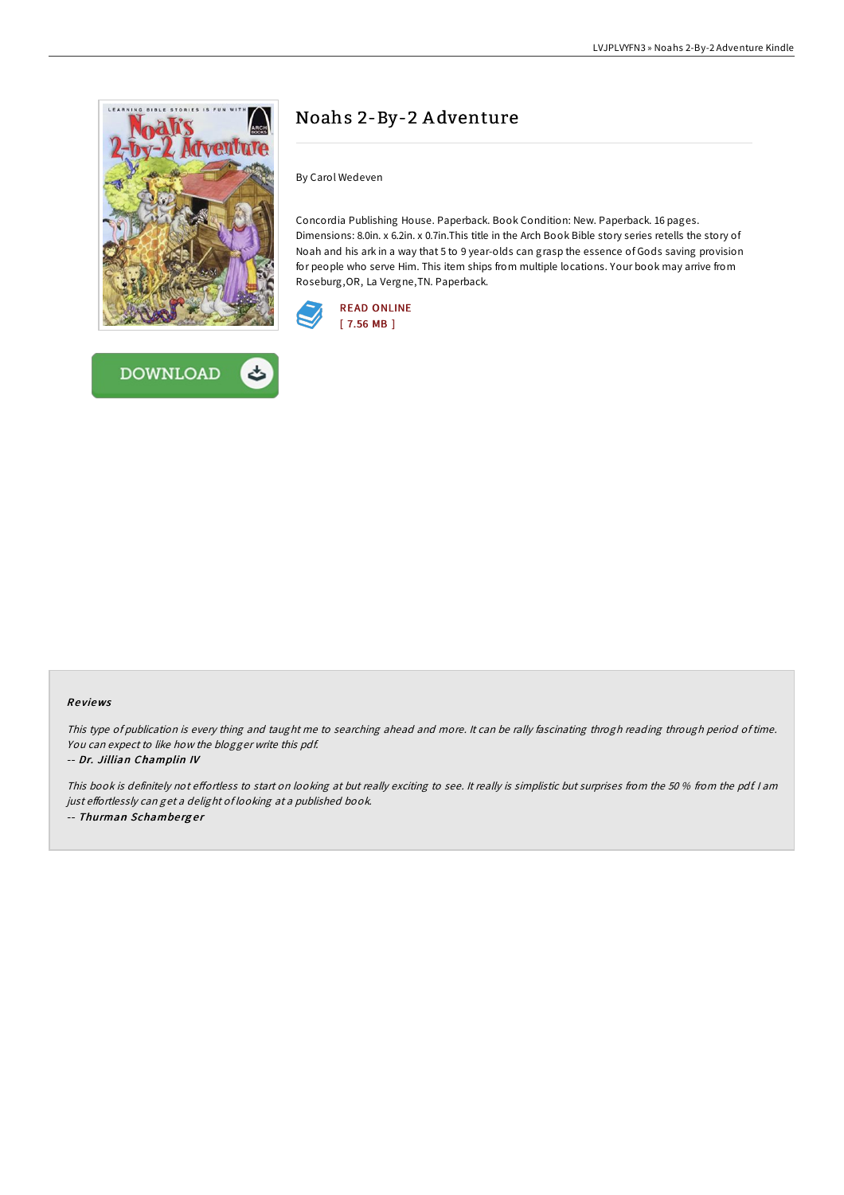# Noahs 2-By-2 Adventure

By Carol Wedeven

Concordia Publishing House. Paperback. Book Condition: New. Paperback. 16 pages. Dimensions: 8.0in. x 6.2in. x 0.7in.This title in the Arch Book Bible story series retells the story of Noah and his ark in a way that 5 to 9 year-olds can grasp the essence of Gods saving provision for people who serve Him. This item ships from multiple locations. Your book may arrive from Roseburg,OR, La Vergne,TN. Paperback.

READ ONLINE
[ 7.56 MB ]

DOWNLOAD

### Reviews

*This type of publication is every thing and taught me to searching ahead and more. It can be rally fascinating throgh reading through period of time. You can expect to like how the blogger write this pdf.*

-- ***Dr. Jillian Champlin IV***

*This book is definitely not effortless to start on looking at but really exciting to see. It really is simplistic but surprises from the 50 % from the pdf. I am just effortlessly can get a delight of looking at a published book.*

-- ***Thurman Schamberger***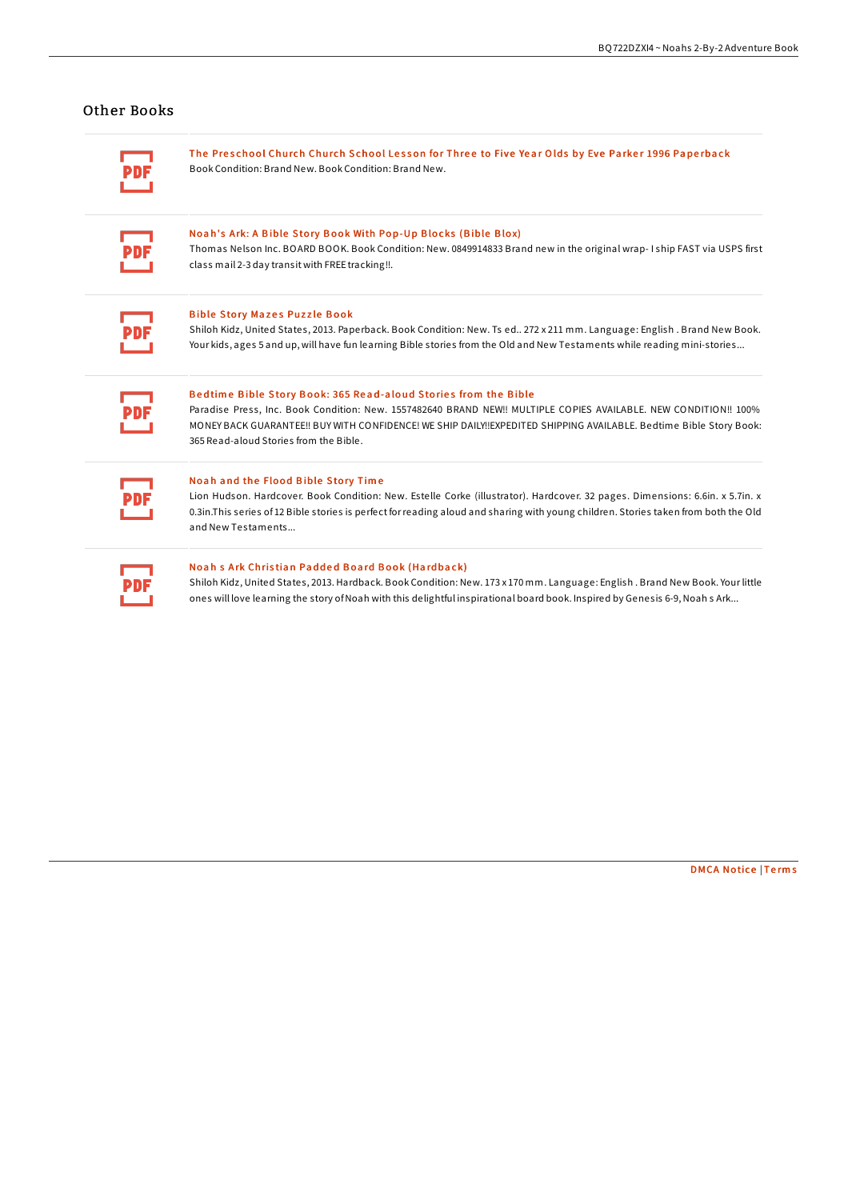## Other Books

**The Preschool Church Church School Lesson for Three to Five Year Olds by Eve Parker 1996 Paperback**
Book Condition: Brand New. Book Condition: Brand New.

**Noah's Ark: A Bible Story Book With Pop-Up Blocks (Bible Blox)**
Thomas Nelson Inc. BOARD BOOK. Book Condition: New. 0849914833 Brand new in the original wrap- I ship FAST via USPS first class mail 2-3 day transit with FREE tracking!!.

**Bible Story Mazes Puzzle Book**
Shiloh Kidz, United States, 2013. Paperback. Book Condition: New. Ts ed.. 272 x 211 mm. Language: English . Brand New Book. Your kids, ages 5 and up, will have fun learning Bible stories from the Old and New Testaments while reading mini-stories...

**Bedtime Bible Story Book: 365 Read-aloud Stories from the Bible**
Paradise Press, Inc. Book Condition: New. 1557482640 BRAND NEW!! MULTIPLE COPIES AVAILABLE. NEW CONDITION!! 100% MONEY BACK GUARANTEE!! BUY WITH CONFIDENCE! WE SHIP DAILY!!EXPEDITED SHIPPING AVAILABLE. Bedtime Bible Story Book: 365 Read-aloud Stories from the Bible.

**Noah and the Flood Bible Story Time**
Lion Hudson. Hardcover. Book Condition: New. Estelle Corke (illustrator). Hardcover. 32 pages. Dimensions: 6.6in. x 5.7in. x 0.3in.This series of 12 Bible stories is perfect for reading aloud and sharing with young children. Stories taken from both the Old and New Testaments...

**Noah s Ark Christian Padded Board Book (Hardback)**
Shiloh Kidz, United States, 2013. Hardback. Book Condition: New. 173 x 170 mm. Language: English . Brand New Book. Your little ones will love learning the story of Noah with this delightful inspirational board book. Inspired by Genesis 6-9, Noah s Ark...

DMCA Notice | Terms